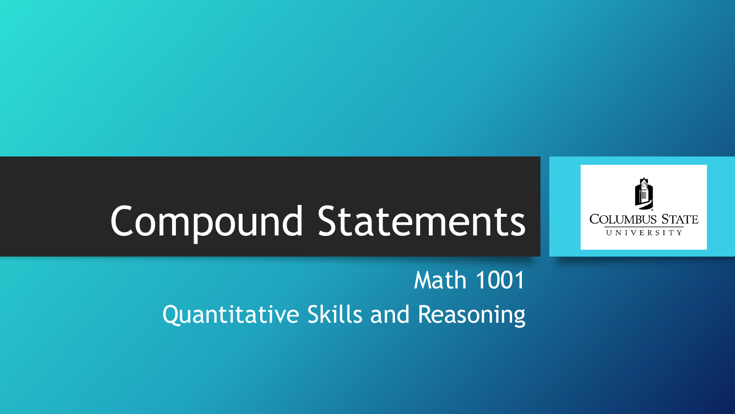# Compound Statements

Math 1001

Quantitative Skills and Reasoning

Columbus State University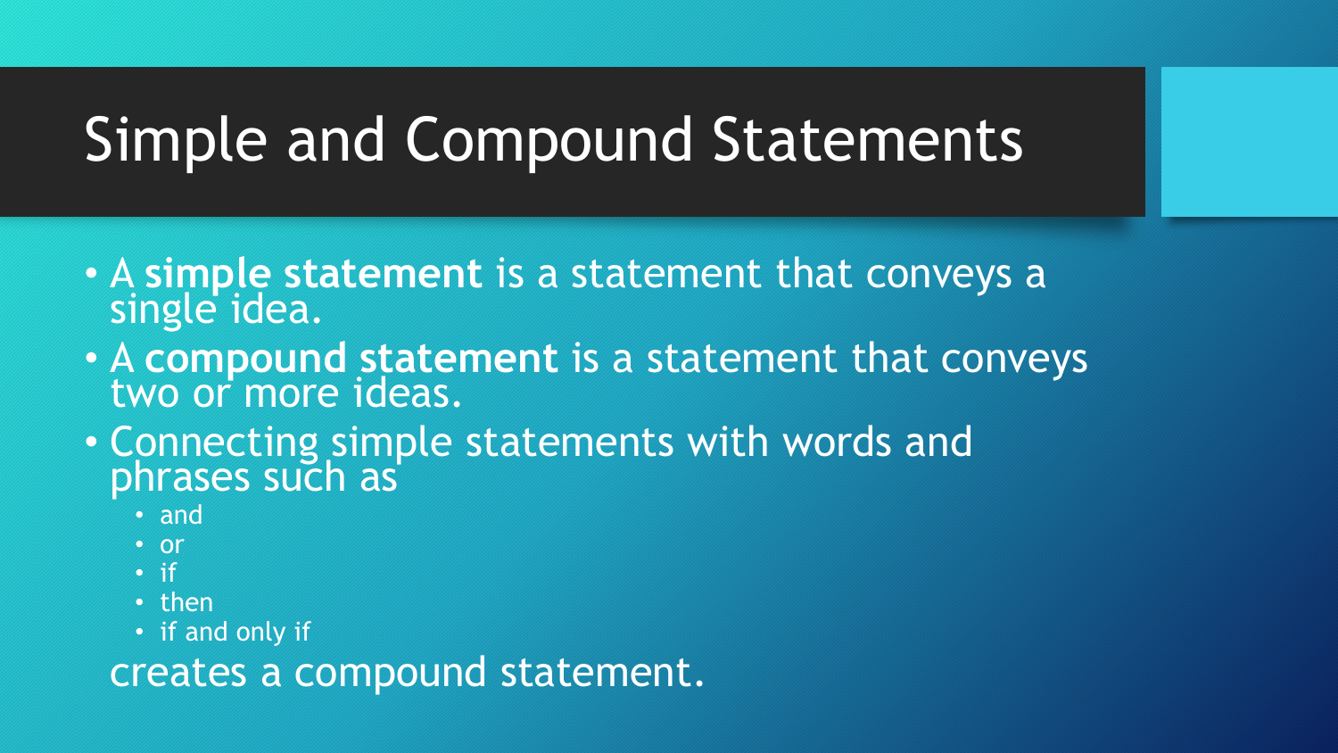# Simple and Compound Statements

- A **simple statement** is a statement that conveys a single idea.
- A **compound statement** is a statement that conveys two or more ideas.
- Connecting simple statements with words and phrases such as
  - and
  - or
  - if
  - then
  - if and only if

  creates a compound statement.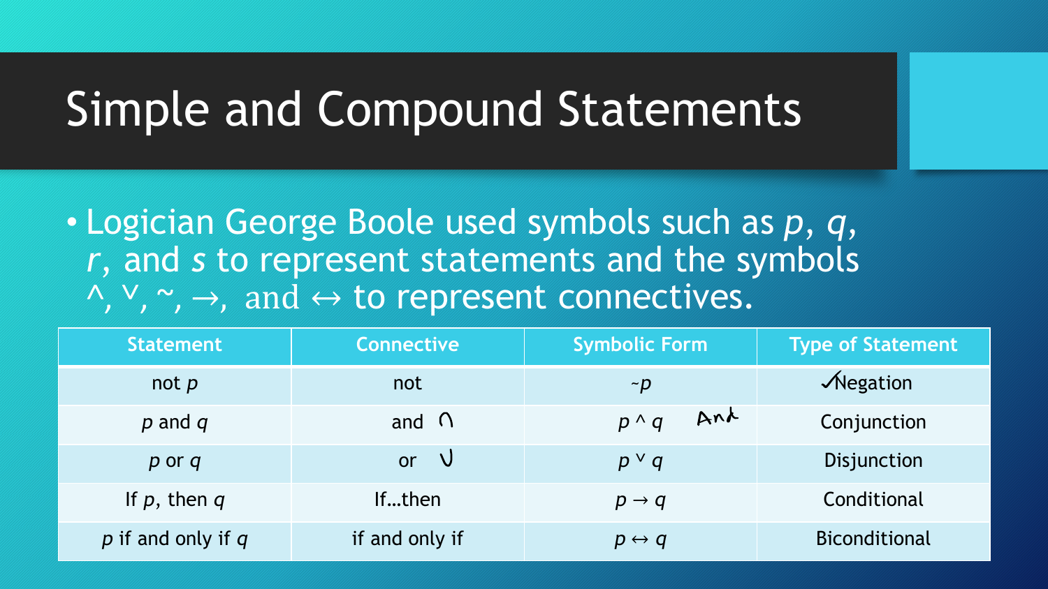# Simple and Compound Statements

- Logician George Boole used symbols such as $p$, $q$, $r$, and $s$ to represent statements and the symbols $\wedge$, $\vee$, ~, $\rightarrow$, and $\leftrightarrow$ to represent connectives.

| Statement | Connective | Symbolic Form | Type of Statement |
|---|---|---|---|
| not $p$ | not | ~$p$ | ✓Negation |
| $p$ and $q$ | and ∩ | $p \wedge q$ And | Conjunction |
| $p$ or $q$ | or ∪ | $p \vee q$ | Disjunction |
| If $p$, then $q$ | If…then | $p \rightarrow q$ | Conditional |
| $p$ if and only if $q$ | if and only if | $p \leftrightarrow q$ | Biconditional |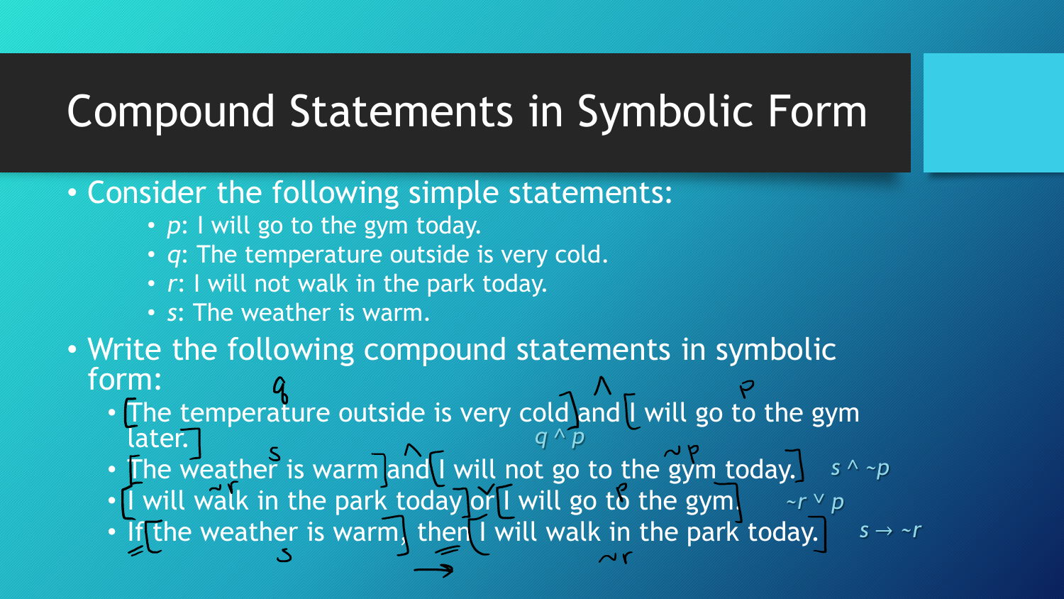# Compound Statements in Symbolic Form

- Consider the following simple statements:
  - *p*: I will go to the gym today.
  - *q*: The temperature outside is very cold.
  - *r*: I will not walk in the park today.
  - *s*: The weather is warm.
- Write the following compound statements in symbolic form:
  - The temperature outside is very cold and I will go to the gym later. $q \wedge p$
  - The weather is warm and I will not go to the gym today. $s \wedge \sim p$
  - I will walk in the park today or I will go to the gym. $\sim r \vee p$
  - If the weather is warm, then I will walk in the park today. $s \rightarrow \sim r$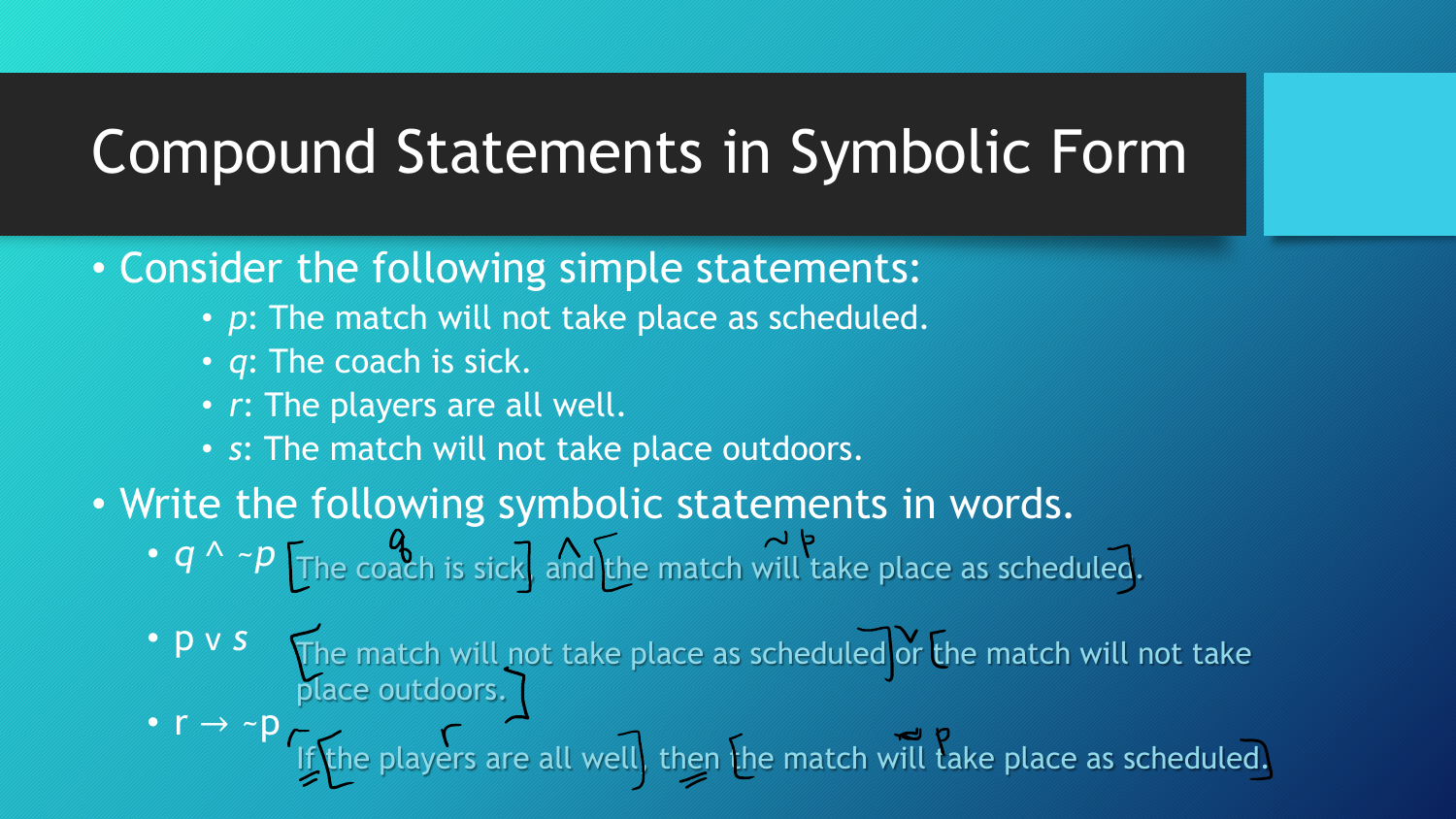# Compound Statements in Symbolic Form

- Consider the following simple statements:
  - $p$: The match will not take place as scheduled.
  - $q$: The coach is sick.
  - $r$: The players are all well.
  - $s$: The match will not take place outdoors.
- Write the following symbolic statements in words.
  - $q \wedge \sim p$ The coach is sick, and the match will take place as scheduled.
  - $p \vee s$ The match will not take place as scheduled or the match will not take place outdoors.
  - $r \rightarrow \sim p$ If the players are all well, then the match will take place as scheduled.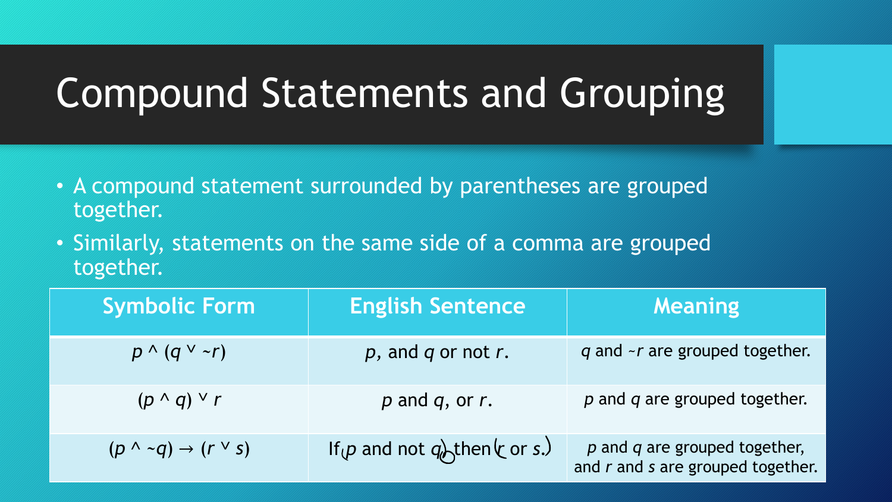# Compound Statements and Grouping

- A compound statement surrounded by parentheses are grouped together.
- Similarly, statements on the same side of a comma are grouped together.

| Symbolic Form | English Sentence | Meaning |
|---|---|---|
| $p \wedge (q \vee \sim r)$ | *p*, and *q* or not *r*. | *q* and ~*r* are grouped together. |
| $(p \wedge q) \vee r$ | *p* and *q*, or *r*. | *p* and *q* are grouped together. |
| $(p \wedge \sim q) \rightarrow (r \vee s)$ | If *p* and not *q*, then *r* or *s*. | *p* and *q* are grouped together, and *r* and *s* are grouped together. |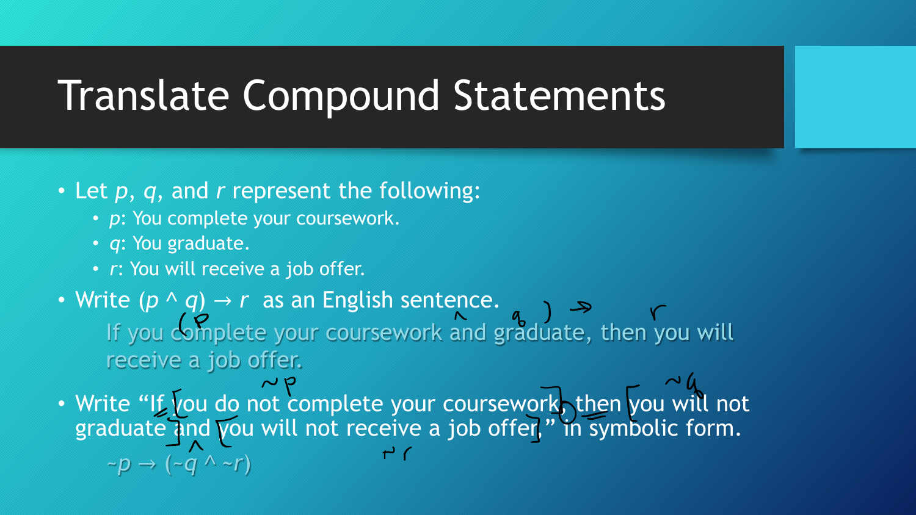# Translate Compound Statements

- Let $p$, $q$, and $r$ represent the following:
  - $p$: You complete your coursework.
  - $q$: You graduate.
  - $r$: You will receive a job offer.
- Write $(p \wedge q) \rightarrow r$ as an English sentence.

  If you complete your coursework and graduate, then you will receive a job offer.

- Write "If you do not complete your coursework, then you will not graduate and you will not receive a job offer." in symbolic form.

  $\sim p \rightarrow (\sim q \wedge \sim r)$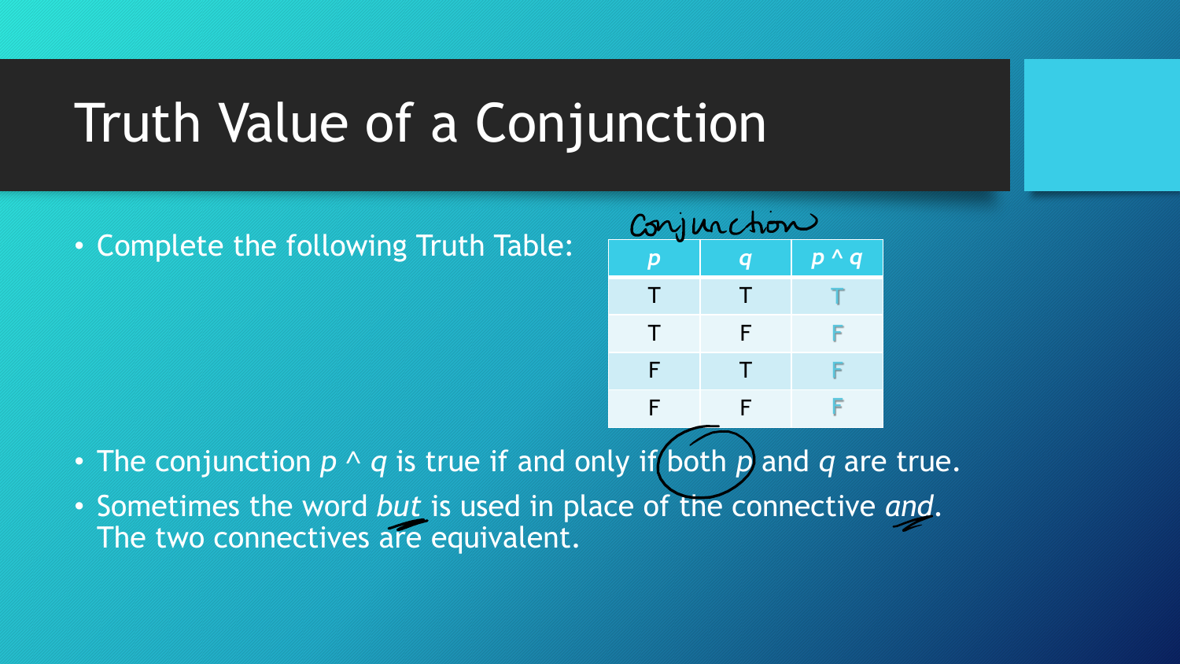# Truth Value of a Conjunction

- Complete the following Truth Table:

Conjunction

| $p$ | $q$ | $p \wedge q$ |
|---|---|---|
| T | T | T |
| T | F | F |
| F | T | F |
| F | F | F |

- The conjunction $p \wedge q$ is true if and only if both $p$ and $q$ are true.
- Sometimes the word *but* is used in place of the connective *and*. The two connectives are equivalent.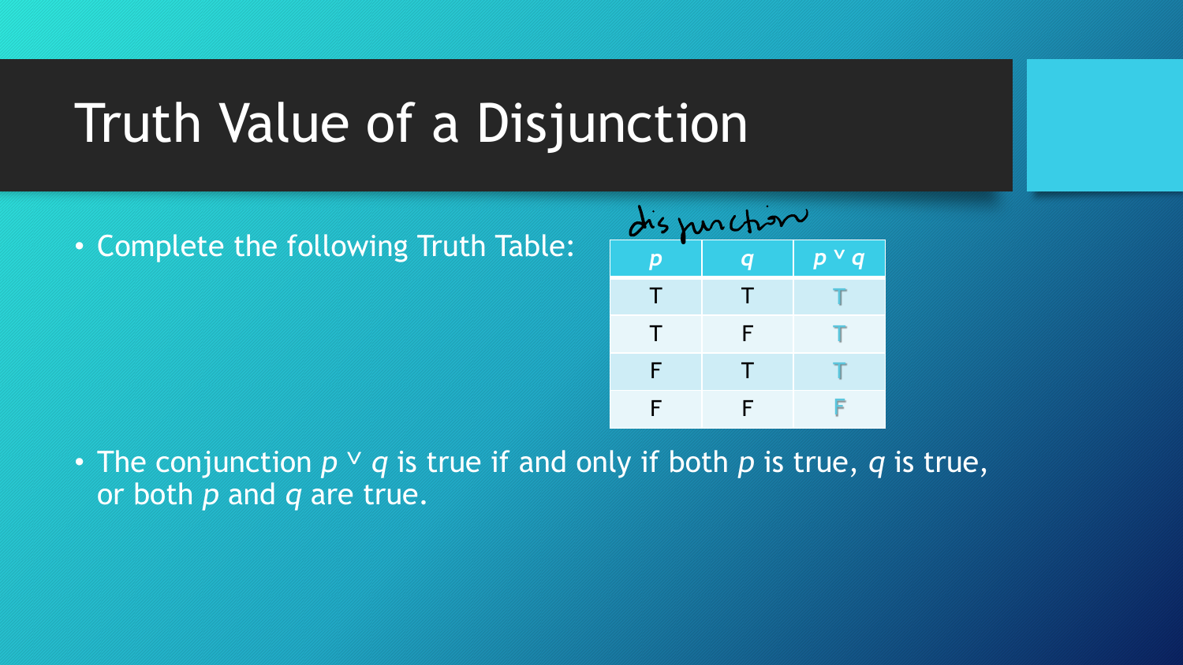# Truth Value of a Disjunction

- Complete the following Truth Table:

disjunction

| $p$ | $q$ | $p \vee q$ |
|---|---|---|
| T | T | T |
| T | F | T |
| F | T | T |
| F | F | F |

- The conjunction $p \vee q$ is true if and only if both $p$ is true, $q$ is true, or both $p$ and $q$ are true.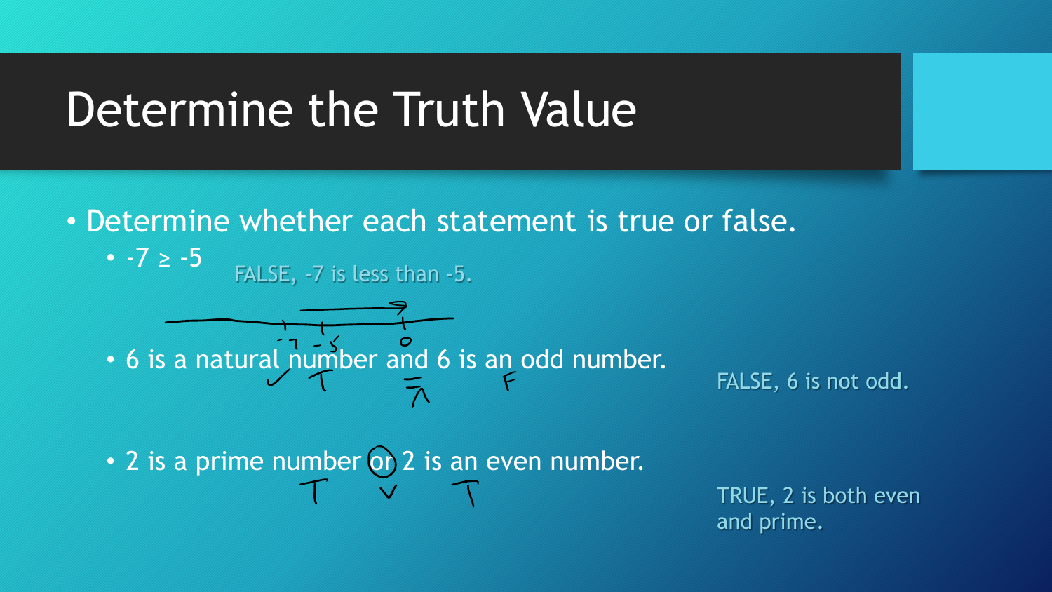# Determine the Truth Value

- Determine whether each statement is true or false.
  - $-7 \geq -5$
    FALSE, -7 is less than -5.
  - 6 is a natural number and 6 is an odd number.
    FALSE, 6 is not odd.
  - 2 is a prime number or 2 is an even number.
    TRUE, 2 is both even and prime.